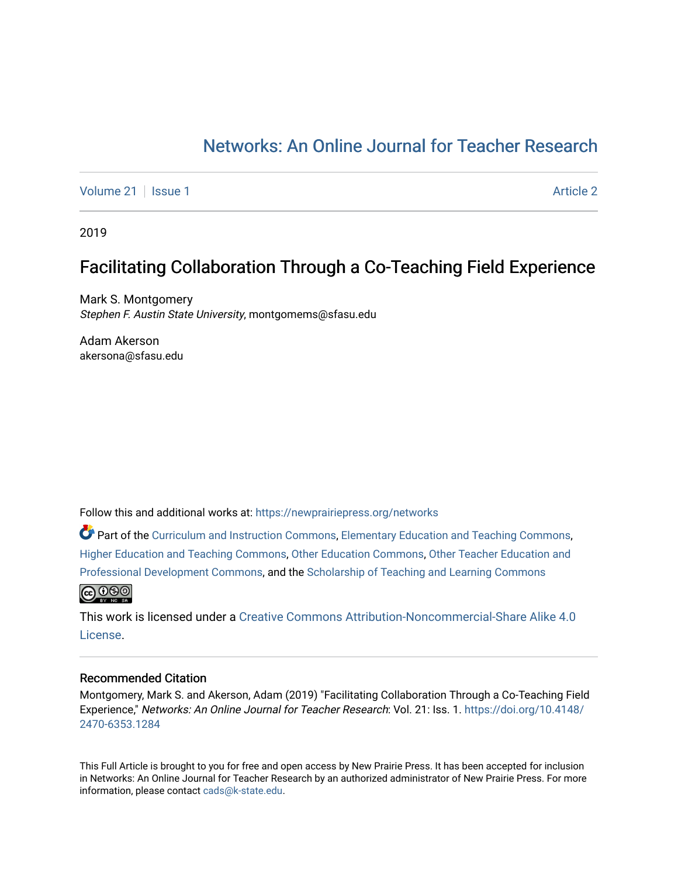# Networks: An Online Journal for Teacher Research

Volume 21 | Issue 1 | Article 2

2019

## Facilitating Collaboration Through a Co-Teaching Field Experience

Mark S. Montgomery
*Stephen F. Austin State University*, montgomems@sfasu.edu

Adam Akerson
akersona@sfasu.edu

Follow this and additional works at: https://newprairiepress.org/networks

Part of the Curriculum and Instruction Commons, Elementary Education and Teaching Commons, Higher Education and Teaching Commons, Other Education Commons, Other Teacher Education and Professional Development Commons, and the Scholarship of Teaching and Learning Commons

This work is licensed under a Creative Commons Attribution-Noncommercial-Share Alike 4.0 License.

### Recommended Citation

Montgomery, Mark S. and Akerson, Adam (2019) "Facilitating Collaboration Through a Co-Teaching Field Experience," *Networks: An Online Journal for Teacher Research*: Vol. 21: Iss. 1. https://doi.org/10.4148/2470-6353.1284

This Full Article is brought to you for free and open access by New Prairie Press. It has been accepted for inclusion in Networks: An Online Journal for Teacher Research by an authorized administrator of New Prairie Press. For more information, please contact cads@k-state.edu.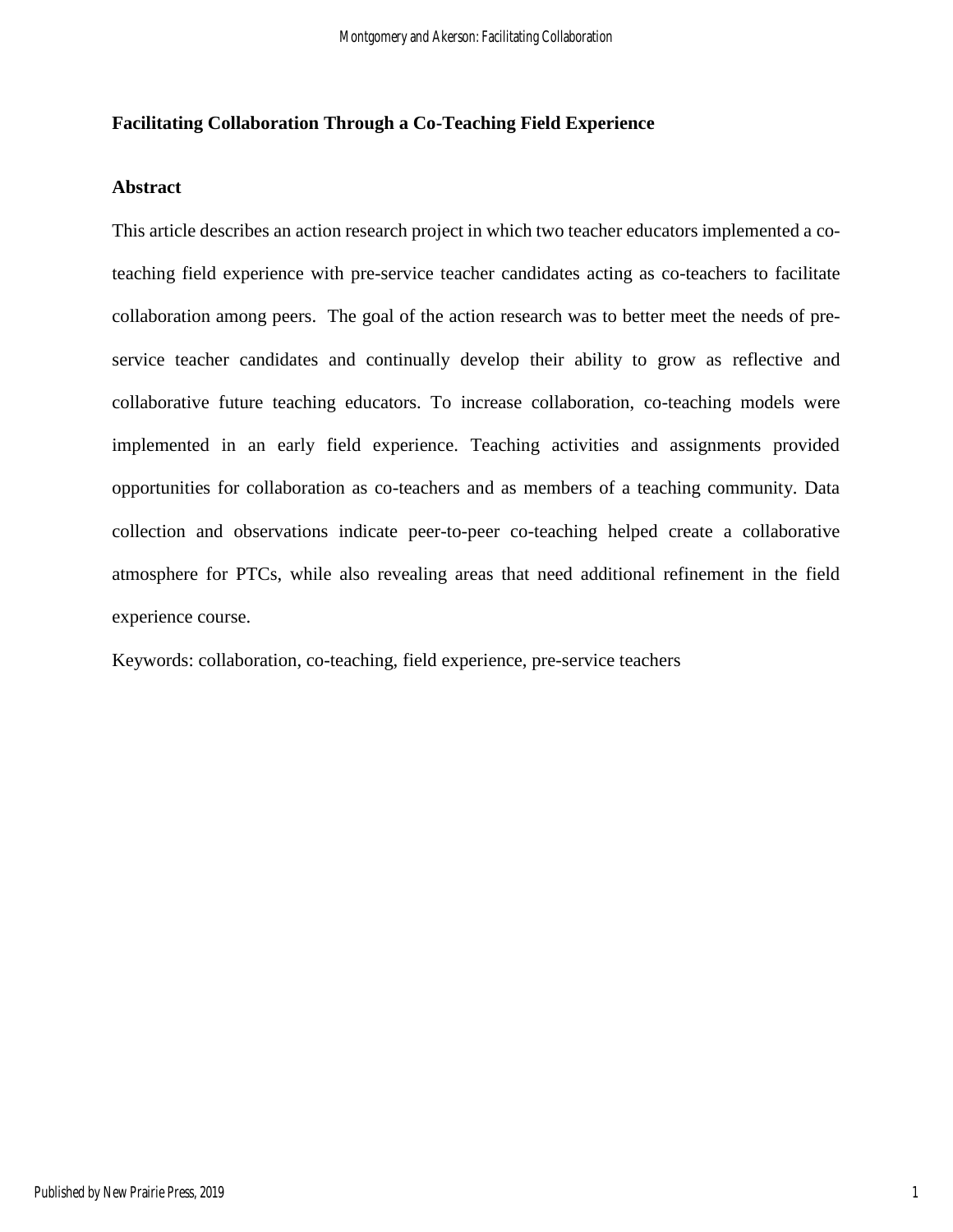**Facilitating Collaboration Through a Co-Teaching Field Experience**

**Abstract**

This article describes an action research project in which two teacher educators implemented a co-teaching field experience with pre-service teacher candidates acting as co-teachers to facilitate collaboration among peers. The goal of the action research was to better meet the needs of pre-service teacher candidates and continually develop their ability to grow as reflective and collaborative future teaching educators. To increase collaboration, co-teaching models were implemented in an early field experience. Teaching activities and assignments provided opportunities for collaboration as co-teachers and as members of a teaching community. Data collection and observations indicate peer-to-peer co-teaching helped create a collaborative atmosphere for PTCs, while also revealing areas that need additional refinement in the field experience course.

Keywords: collaboration, co-teaching, field experience, pre-service teachers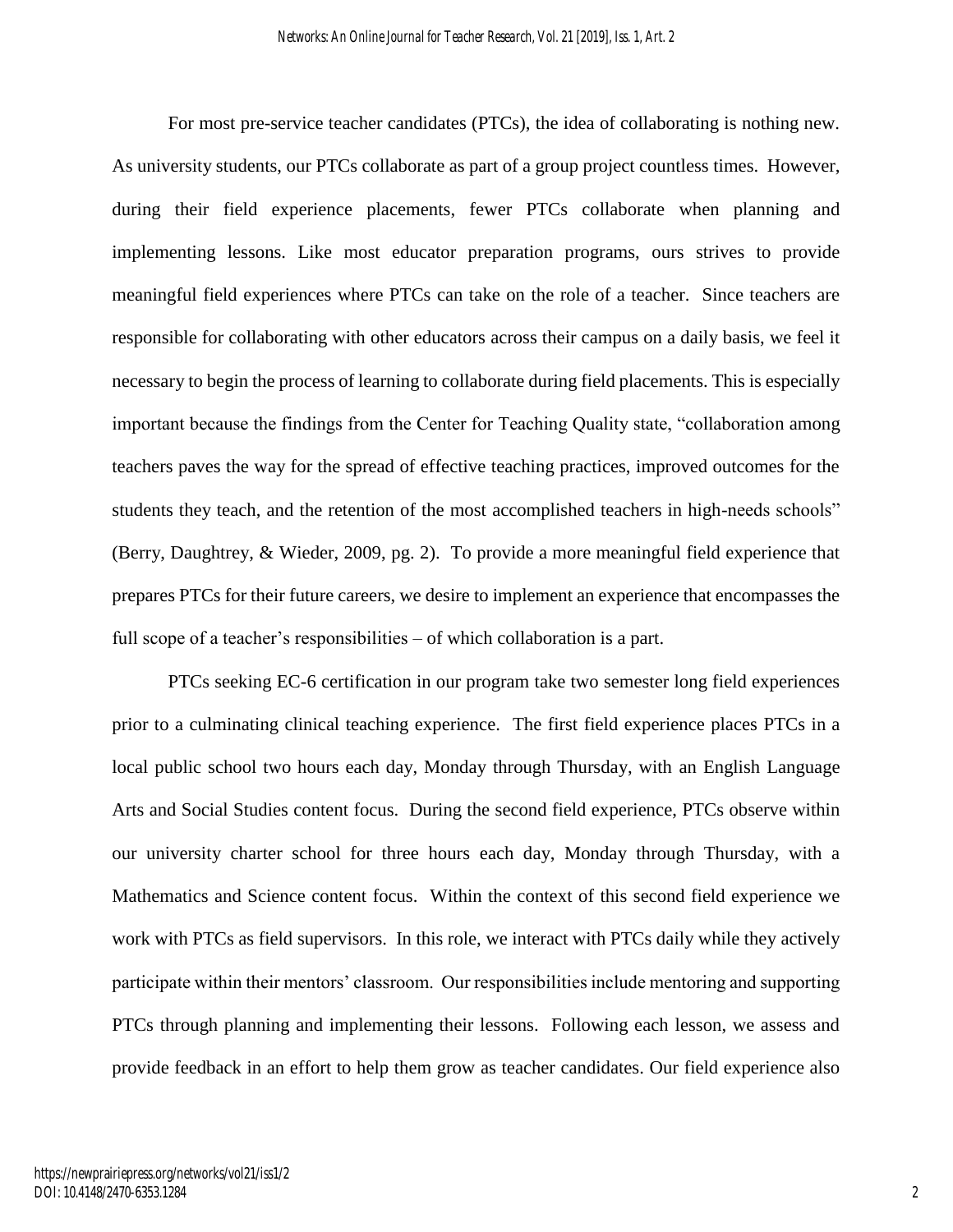For most pre-service teacher candidates (PTCs), the idea of collaborating is nothing new. As university students, our PTCs collaborate as part of a group project countless times. However, during their field experience placements, fewer PTCs collaborate when planning and implementing lessons. Like most educator preparation programs, ours strives to provide meaningful field experiences where PTCs can take on the role of a teacher. Since teachers are responsible for collaborating with other educators across their campus on a daily basis, we feel it necessary to begin the process of learning to collaborate during field placements. This is especially important because the findings from the Center for Teaching Quality state, "collaboration among teachers paves the way for the spread of effective teaching practices, improved outcomes for the students they teach, and the retention of the most accomplished teachers in high-needs schools" (Berry, Daughtrey, & Wieder, 2009, pg. 2). To provide a more meaningful field experience that prepares PTCs for their future careers, we desire to implement an experience that encompasses the full scope of a teacher's responsibilities – of which collaboration is a part.

PTCs seeking EC-6 certification in our program take two semester long field experiences prior to a culminating clinical teaching experience. The first field experience places PTCs in a local public school two hours each day, Monday through Thursday, with an English Language Arts and Social Studies content focus. During the second field experience, PTCs observe within our university charter school for three hours each day, Monday through Thursday, with a Mathematics and Science content focus. Within the context of this second field experience we work with PTCs as field supervisors. In this role, we interact with PTCs daily while they actively participate within their mentors' classroom. Our responsibilities include mentoring and supporting PTCs through planning and implementing their lessons. Following each lesson, we assess and provide feedback in an effort to help them grow as teacher candidates. Our field experience also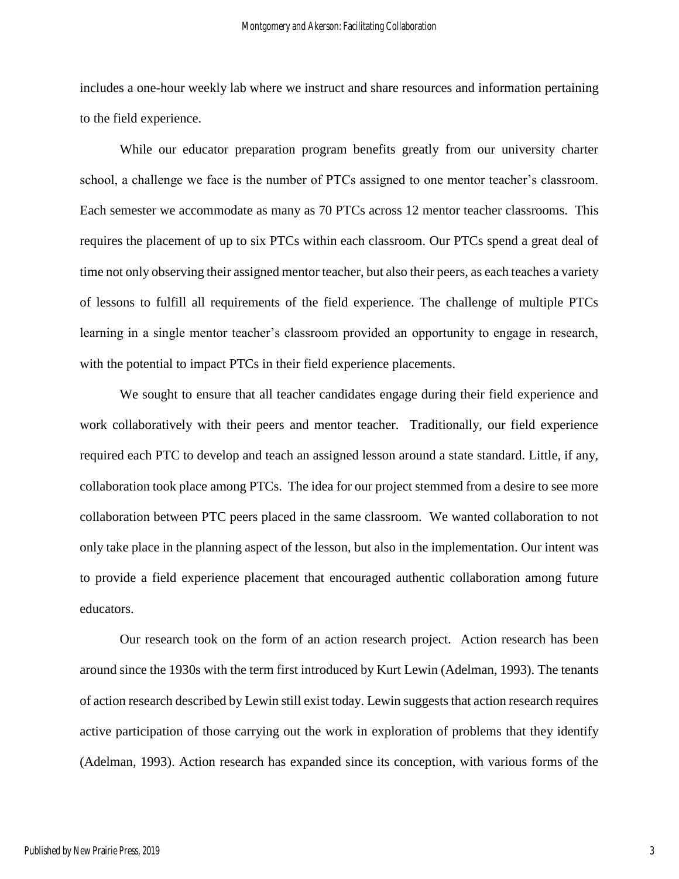includes a one-hour weekly lab where we instruct and share resources and information pertaining to the field experience.

While our educator preparation program benefits greatly from our university charter school, a challenge we face is the number of PTCs assigned to one mentor teacher's classroom. Each semester we accommodate as many as 70 PTCs across 12 mentor teacher classrooms. This requires the placement of up to six PTCs within each classroom. Our PTCs spend a great deal of time not only observing their assigned mentor teacher, but also their peers, as each teaches a variety of lessons to fulfill all requirements of the field experience. The challenge of multiple PTCs learning in a single mentor teacher's classroom provided an opportunity to engage in research, with the potential to impact PTCs in their field experience placements.

We sought to ensure that all teacher candidates engage during their field experience and work collaboratively with their peers and mentor teacher. Traditionally, our field experience required each PTC to develop and teach an assigned lesson around a state standard. Little, if any, collaboration took place among PTCs. The idea for our project stemmed from a desire to see more collaboration between PTC peers placed in the same classroom. We wanted collaboration to not only take place in the planning aspect of the lesson, but also in the implementation. Our intent was to provide a field experience placement that encouraged authentic collaboration among future educators.

Our research took on the form of an action research project. Action research has been around since the 1930s with the term first introduced by Kurt Lewin (Adelman, 1993). The tenants of action research described by Lewin still exist today. Lewin suggests that action research requires active participation of those carrying out the work in exploration of problems that they identify (Adelman, 1993). Action research has expanded since its conception, with various forms of the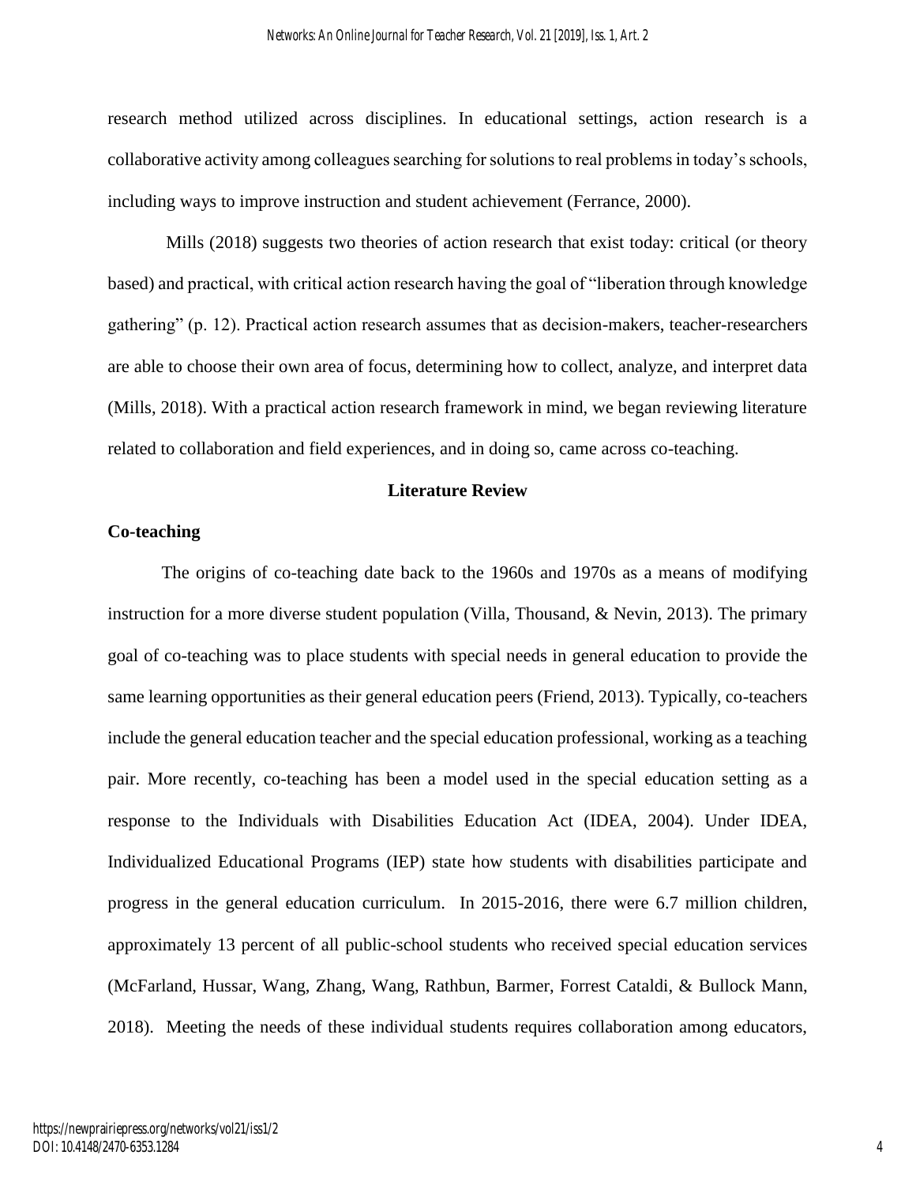research method utilized across disciplines. In educational settings, action research is a collaborative activity among colleagues searching for solutions to real problems in today's schools, including ways to improve instruction and student achievement (Ferrance, 2000).

Mills (2018) suggests two theories of action research that exist today: critical (or theory based) and practical, with critical action research having the goal of "liberation through knowledge gathering" (p. 12). Practical action research assumes that as decision-makers, teacher-researchers are able to choose their own area of focus, determining how to collect, analyze, and interpret data (Mills, 2018). With a practical action research framework in mind, we began reviewing literature related to collaboration and field experiences, and in doing so, came across co-teaching.

## Literature Review

### Co-teaching

The origins of co-teaching date back to the 1960s and 1970s as a means of modifying instruction for a more diverse student population (Villa, Thousand, & Nevin, 2013). The primary goal of co-teaching was to place students with special needs in general education to provide the same learning opportunities as their general education peers (Friend, 2013). Typically, co-teachers include the general education teacher and the special education professional, working as a teaching pair. More recently, co-teaching has been a model used in the special education setting as a response to the Individuals with Disabilities Education Act (IDEA, 2004). Under IDEA, Individualized Educational Programs (IEP) state how students with disabilities participate and progress in the general education curriculum. In 2015-2016, there were 6.7 million children, approximately 13 percent of all public-school students who received special education services (McFarland, Hussar, Wang, Zhang, Wang, Rathbun, Barmer, Forrest Cataldi, & Bullock Mann, 2018). Meeting the needs of these individual students requires collaboration among educators,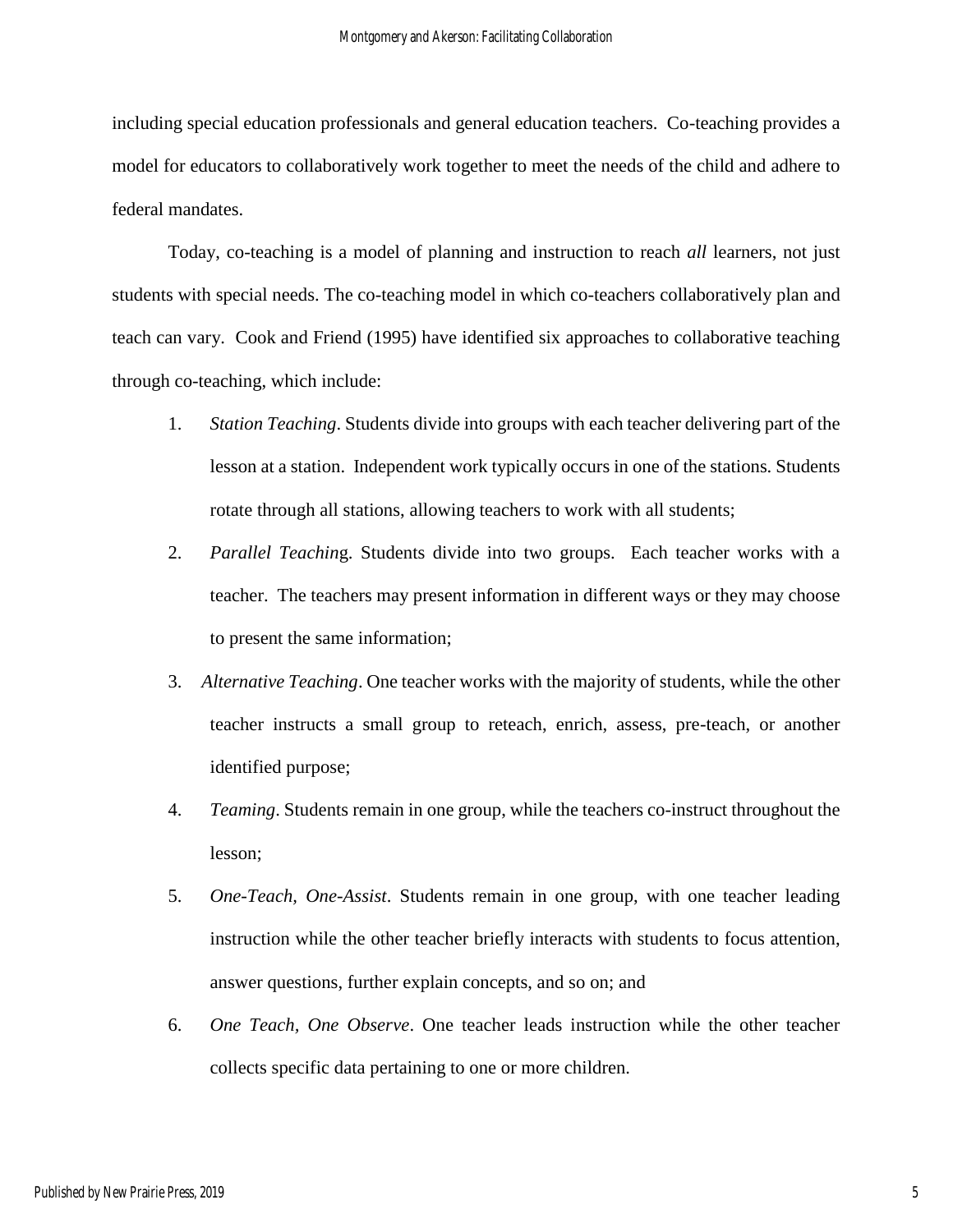including special education professionals and general education teachers. Co-teaching provides a model for educators to collaboratively work together to meet the needs of the child and adhere to federal mandates.

Today, co-teaching is a model of planning and instruction to reach *all* learners, not just students with special needs. The co-teaching model in which co-teachers collaboratively plan and teach can vary. Cook and Friend (1995) have identified six approaches to collaborative teaching through co-teaching, which include:

1. *Station Teaching*. Students divide into groups with each teacher delivering part of the lesson at a station. Independent work typically occurs in one of the stations. Students rotate through all stations, allowing teachers to work with all students;
2. *Parallel Teaching*. Students divide into two groups. Each teacher works with a teacher. The teachers may present information in different ways or they may choose to present the same information;
3. *Alternative Teaching*. One teacher works with the majority of students, while the other teacher instructs a small group to reteach, enrich, assess, pre-teach, or another identified purpose;
4. *Teaming*. Students remain in one group, while the teachers co-instruct throughout the lesson;
5. *One-Teach, One-Assist*. Students remain in one group, with one teacher leading instruction while the other teacher briefly interacts with students to focus attention, answer questions, further explain concepts, and so on; and
6. *One Teach, One Observe*. One teacher leads instruction while the other teacher collects specific data pertaining to one or more children.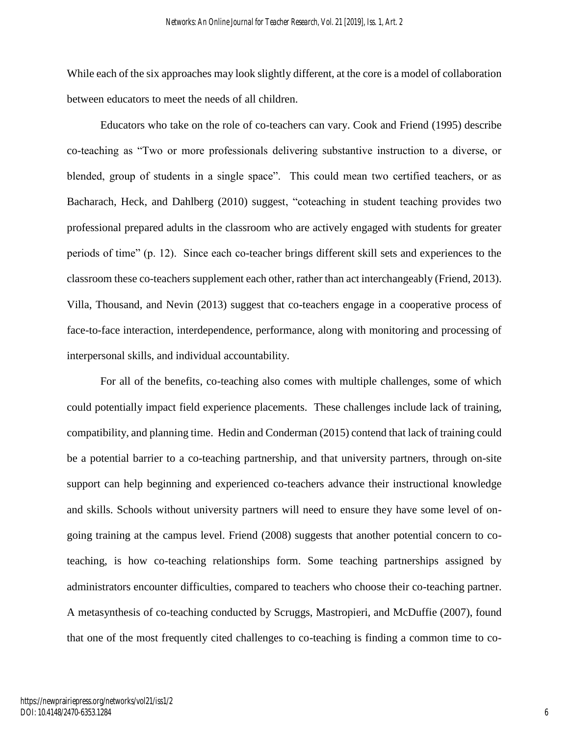While each of the six approaches may look slightly different, at the core is a model of collaboration between educators to meet the needs of all children.

Educators who take on the role of co-teachers can vary. Cook and Friend (1995) describe co-teaching as "Two or more professionals delivering substantive instruction to a diverse, or blended, group of students in a single space". This could mean two certified teachers, or as Bacharach, Heck, and Dahlberg (2010) suggest, "coteaching in student teaching provides two professional prepared adults in the classroom who are actively engaged with students for greater periods of time" (p. 12). Since each co-teacher brings different skill sets and experiences to the classroom these co-teachers supplement each other, rather than act interchangeably (Friend, 2013). Villa, Thousand, and Nevin (2013) suggest that co-teachers engage in a cooperative process of face-to-face interaction, interdependence, performance, along with monitoring and processing of interpersonal skills, and individual accountability.

For all of the benefits, co-teaching also comes with multiple challenges, some of which could potentially impact field experience placements. These challenges include lack of training, compatibility, and planning time. Hedin and Conderman (2015) contend that lack of training could be a potential barrier to a co-teaching partnership, and that university partners, through on-site support can help beginning and experienced co-teachers advance their instructional knowledge and skills. Schools without university partners will need to ensure they have some level of on-going training at the campus level. Friend (2008) suggests that another potential concern to co-teaching, is how co-teaching relationships form. Some teaching partnerships assigned by administrators encounter difficulties, compared to teachers who choose their co-teaching partner. A metasynthesis of co-teaching conducted by Scruggs, Mastropieri, and McDuffie (2007), found that one of the most frequently cited challenges to co-teaching is finding a common time to co-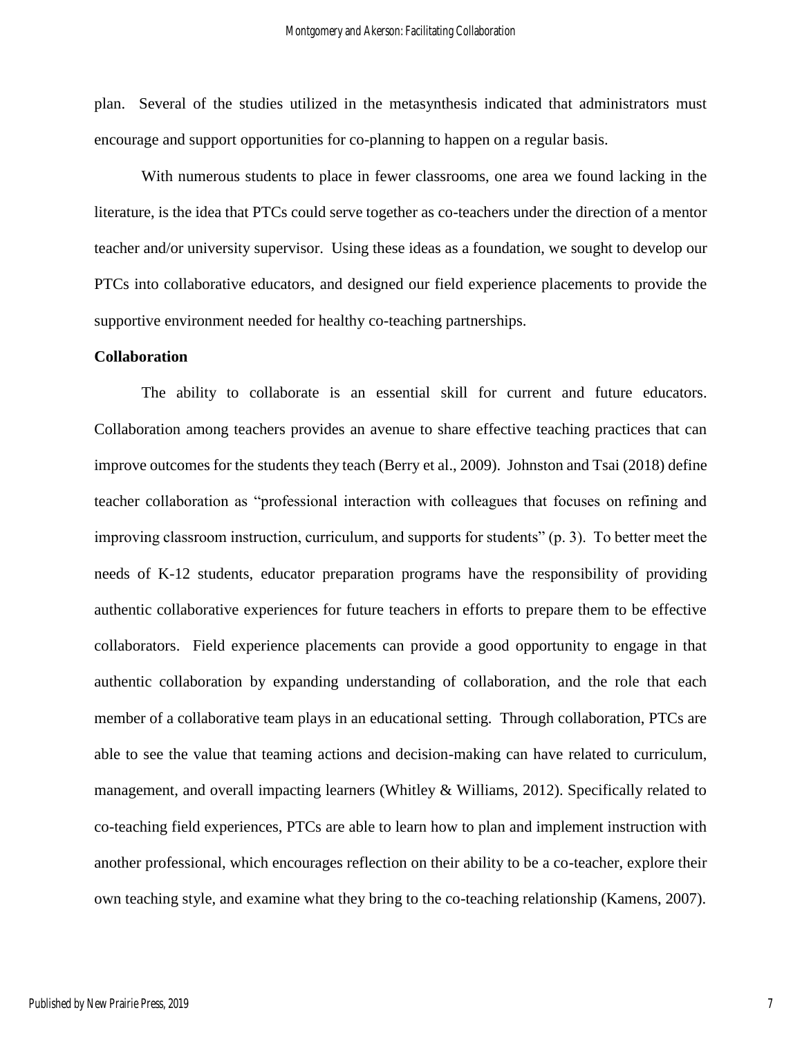plan. Several of the studies utilized in the metasynthesis indicated that administrators must encourage and support opportunities for co-planning to happen on a regular basis.

With numerous students to place in fewer classrooms, one area we found lacking in the literature, is the idea that PTCs could serve together as co-teachers under the direction of a mentor teacher and/or university supervisor. Using these ideas as a foundation, we sought to develop our PTCs into collaborative educators, and designed our field experience placements to provide the supportive environment needed for healthy co-teaching partnerships.

**Collaboration**

The ability to collaborate is an essential skill for current and future educators. Collaboration among teachers provides an avenue to share effective teaching practices that can improve outcomes for the students they teach (Berry et al., 2009). Johnston and Tsai (2018) define teacher collaboration as "professional interaction with colleagues that focuses on refining and improving classroom instruction, curriculum, and supports for students" (p. 3). To better meet the needs of K-12 students, educator preparation programs have the responsibility of providing authentic collaborative experiences for future teachers in efforts to prepare them to be effective collaborators. Field experience placements can provide a good opportunity to engage in that authentic collaboration by expanding understanding of collaboration, and the role that each member of a collaborative team plays in an educational setting. Through collaboration, PTCs are able to see the value that teaming actions and decision-making can have related to curriculum, management, and overall impacting learners (Whitley & Williams, 2012). Specifically related to co-teaching field experiences, PTCs are able to learn how to plan and implement instruction with another professional, which encourages reflection on their ability to be a co-teacher, explore their own teaching style, and examine what they bring to the co-teaching relationship (Kamens, 2007).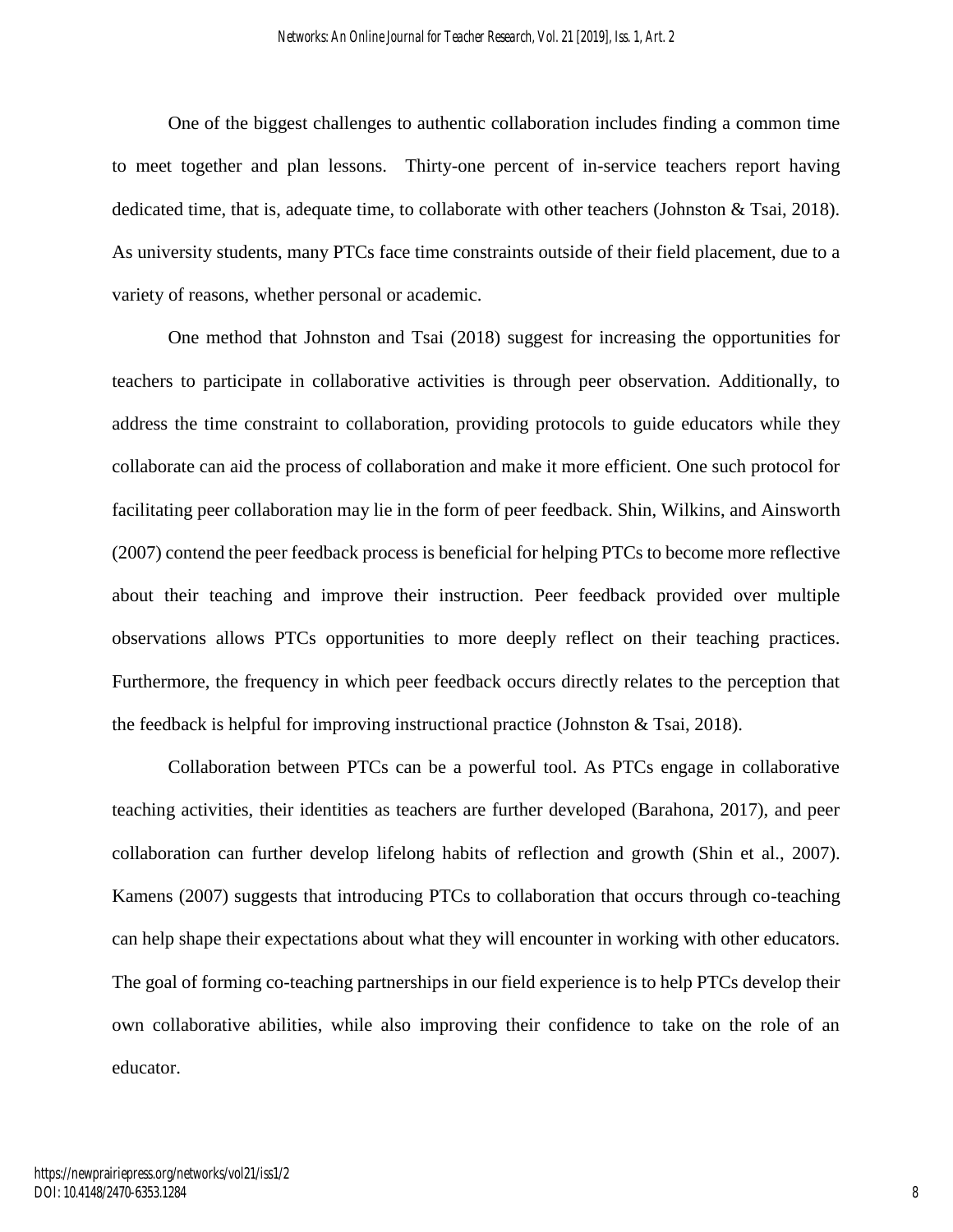One of the biggest challenges to authentic collaboration includes finding a common time to meet together and plan lessons. Thirty-one percent of in-service teachers report having dedicated time, that is, adequate time, to collaborate with other teachers (Johnston & Tsai, 2018). As university students, many PTCs face time constraints outside of their field placement, due to a variety of reasons, whether personal or academic.

One method that Johnston and Tsai (2018) suggest for increasing the opportunities for teachers to participate in collaborative activities is through peer observation. Additionally, to address the time constraint to collaboration, providing protocols to guide educators while they collaborate can aid the process of collaboration and make it more efficient. One such protocol for facilitating peer collaboration may lie in the form of peer feedback. Shin, Wilkins, and Ainsworth (2007) contend the peer feedback process is beneficial for helping PTCs to become more reflective about their teaching and improve their instruction. Peer feedback provided over multiple observations allows PTCs opportunities to more deeply reflect on their teaching practices. Furthermore, the frequency in which peer feedback occurs directly relates to the perception that the feedback is helpful for improving instructional practice (Johnston & Tsai, 2018).

Collaboration between PTCs can be a powerful tool. As PTCs engage in collaborative teaching activities, their identities as teachers are further developed (Barahona, 2017), and peer collaboration can further develop lifelong habits of reflection and growth (Shin et al., 2007). Kamens (2007) suggests that introducing PTCs to collaboration that occurs through co-teaching can help shape their expectations about what they will encounter in working with other educators. The goal of forming co-teaching partnerships in our field experience is to help PTCs develop their own collaborative abilities, while also improving their confidence to take on the role of an educator.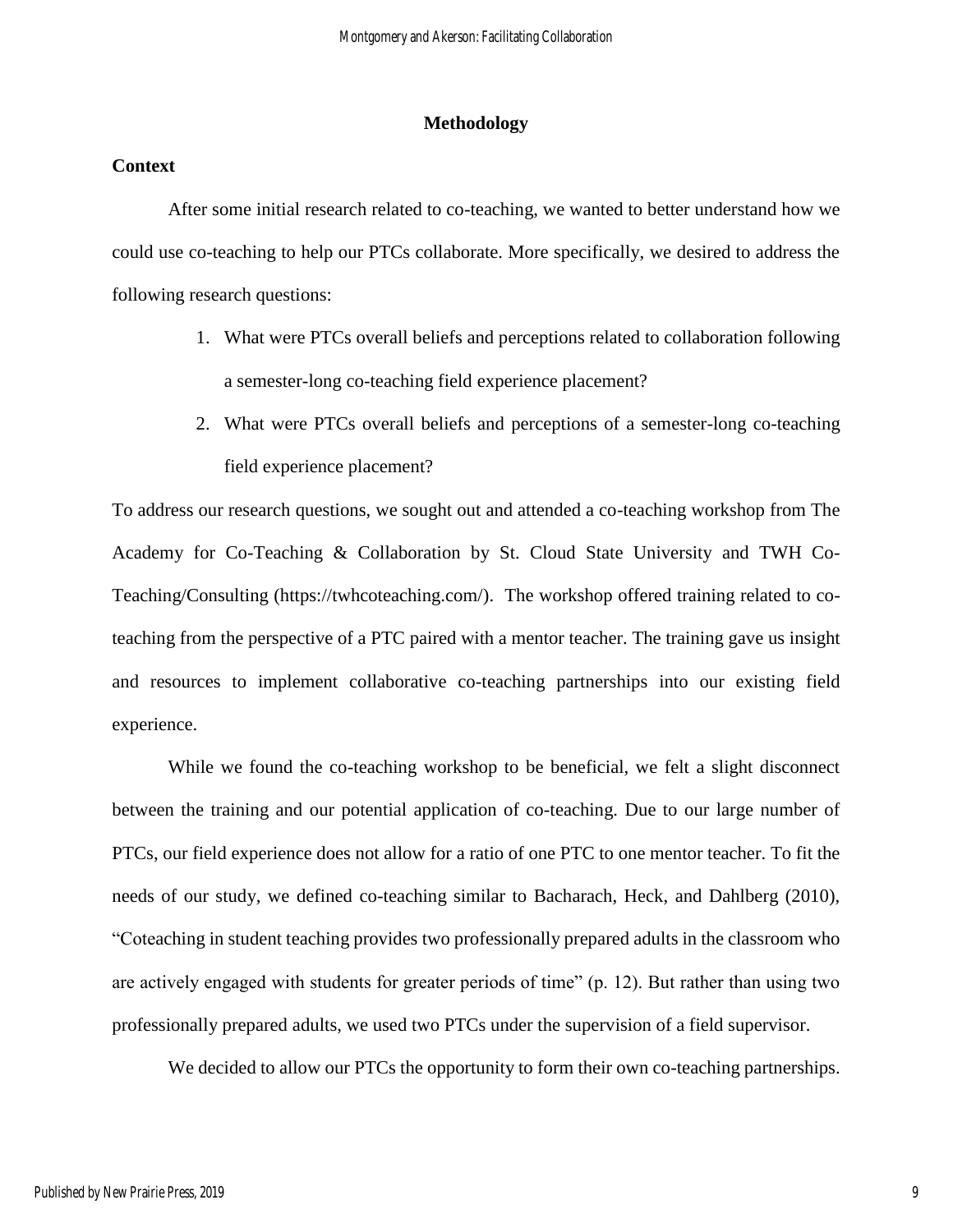## Methodology

### Context

After some initial research related to co-teaching, we wanted to better understand how we could use co-teaching to help our PTCs collaborate. More specifically, we desired to address the following research questions:

1. What were PTCs overall beliefs and perceptions related to collaboration following a semester-long co-teaching field experience placement?
2. What were PTCs overall beliefs and perceptions of a semester-long co-teaching field experience placement?

To address our research questions, we sought out and attended a co-teaching workshop from The Academy for Co-Teaching & Collaboration by St. Cloud State University and TWH Co-Teaching/Consulting (https://twhcoteaching.com/). The workshop offered training related to co-teaching from the perspective of a PTC paired with a mentor teacher. The training gave us insight and resources to implement collaborative co-teaching partnerships into our existing field experience.

While we found the co-teaching workshop to be beneficial, we felt a slight disconnect between the training and our potential application of co-teaching. Due to our large number of PTCs, our field experience does not allow for a ratio of one PTC to one mentor teacher. To fit the needs of our study, we defined co-teaching similar to Bacharach, Heck, and Dahlberg (2010), "Coteaching in student teaching provides two professionally prepared adults in the classroom who are actively engaged with students for greater periods of time" (p. 12). But rather than using two professionally prepared adults, we used two PTCs under the supervision of a field supervisor.

We decided to allow our PTCs the opportunity to form their own co-teaching partnerships.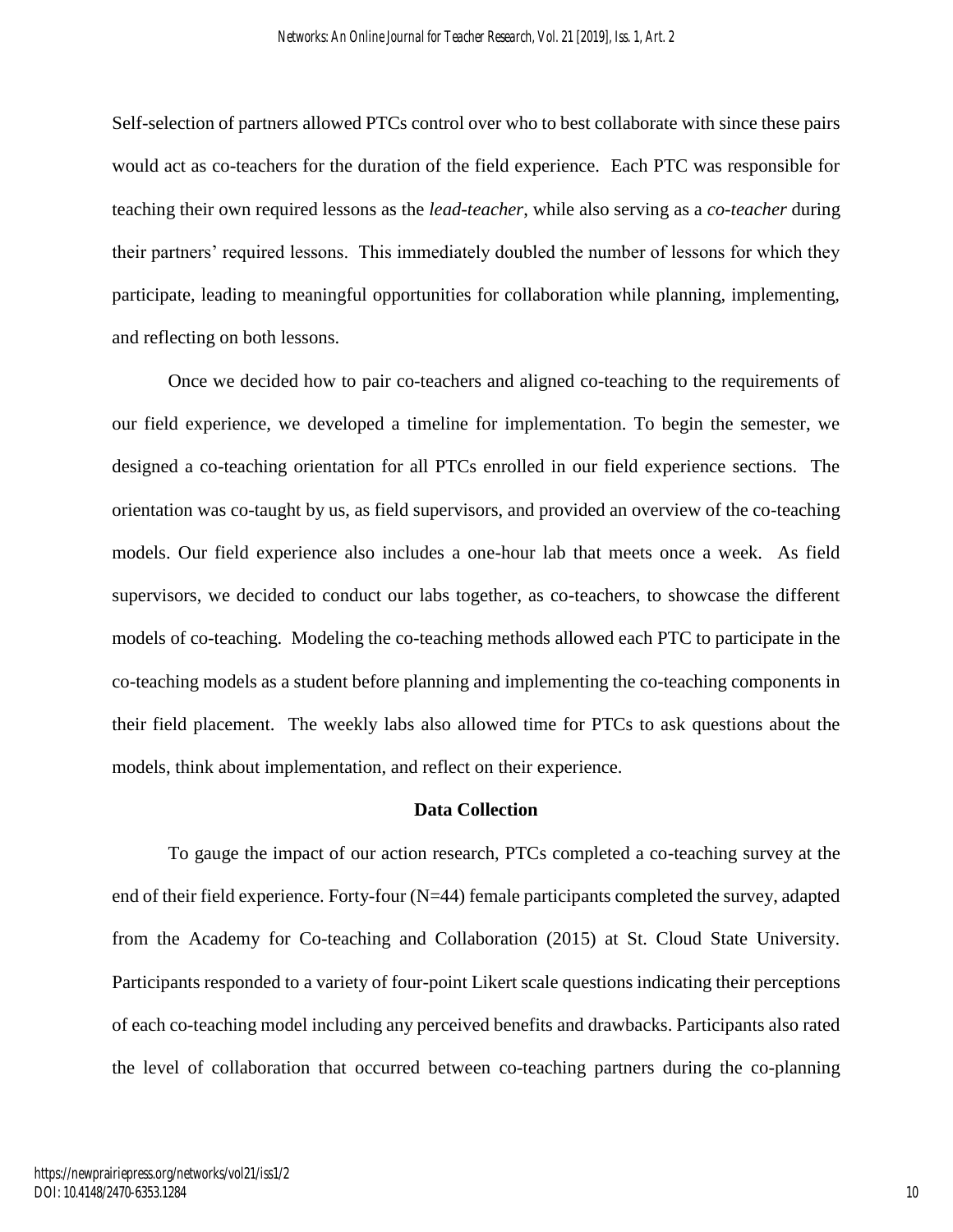Self-selection of partners allowed PTCs control over who to best collaborate with since these pairs would act as co-teachers for the duration of the field experience. Each PTC was responsible for teaching their own required lessons as the *lead-teacher*, while also serving as a *co-teacher* during their partners' required lessons. This immediately doubled the number of lessons for which they participate, leading to meaningful opportunities for collaboration while planning, implementing, and reflecting on both lessons.

Once we decided how to pair co-teachers and aligned co-teaching to the requirements of our field experience, we developed a timeline for implementation. To begin the semester, we designed a co-teaching orientation for all PTCs enrolled in our field experience sections. The orientation was co-taught by us, as field supervisors, and provided an overview of the co-teaching models. Our field experience also includes a one-hour lab that meets once a week. As field supervisors, we decided to conduct our labs together, as co-teachers, to showcase the different models of co-teaching. Modeling the co-teaching methods allowed each PTC to participate in the co-teaching models as a student before planning and implementing the co-teaching components in their field placement. The weekly labs also allowed time for PTCs to ask questions about the models, think about implementation, and reflect on their experience.

## Data Collection

To gauge the impact of our action research, PTCs completed a co-teaching survey at the end of their field experience. Forty-four (N=44) female participants completed the survey, adapted from the Academy for Co-teaching and Collaboration (2015) at St. Cloud State University. Participants responded to a variety of four-point Likert scale questions indicating their perceptions of each co-teaching model including any perceived benefits and drawbacks. Participants also rated the level of collaboration that occurred between co-teaching partners during the co-planning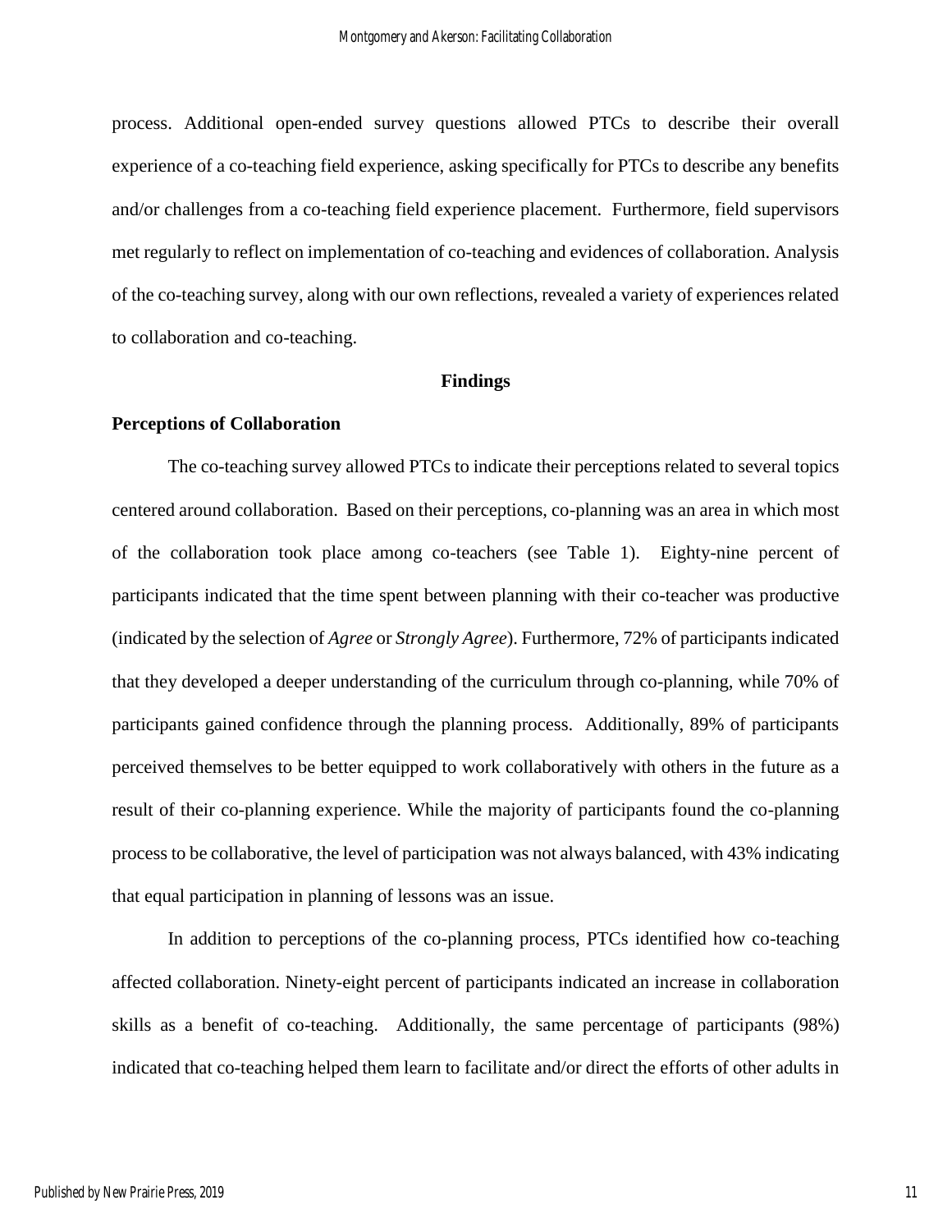process. Additional open-ended survey questions allowed PTCs to describe their overall experience of a co-teaching field experience, asking specifically for PTCs to describe any benefits and/or challenges from a co-teaching field experience placement. Furthermore, field supervisors met regularly to reflect on implementation of co-teaching and evidences of collaboration. Analysis of the co-teaching survey, along with our own reflections, revealed a variety of experiences related to collaboration and co-teaching.

## Findings

### Perceptions of Collaboration

The co-teaching survey allowed PTCs to indicate their perceptions related to several topics centered around collaboration. Based on their perceptions, co-planning was an area in which most of the collaboration took place among co-teachers (see Table 1). Eighty-nine percent of participants indicated that the time spent between planning with their co-teacher was productive (indicated by the selection of *Agree* or *Strongly Agree*). Furthermore, 72% of participants indicated that they developed a deeper understanding of the curriculum through co-planning, while 70% of participants gained confidence through the planning process. Additionally, 89% of participants perceived themselves to be better equipped to work collaboratively with others in the future as a result of their co-planning experience. While the majority of participants found the co-planning process to be collaborative, the level of participation was not always balanced, with 43% indicating that equal participation in planning of lessons was an issue.

In addition to perceptions of the co-planning process, PTCs identified how co-teaching affected collaboration. Ninety-eight percent of participants indicated an increase in collaboration skills as a benefit of co-teaching. Additionally, the same percentage of participants (98%) indicated that co-teaching helped them learn to facilitate and/or direct the efforts of other adults in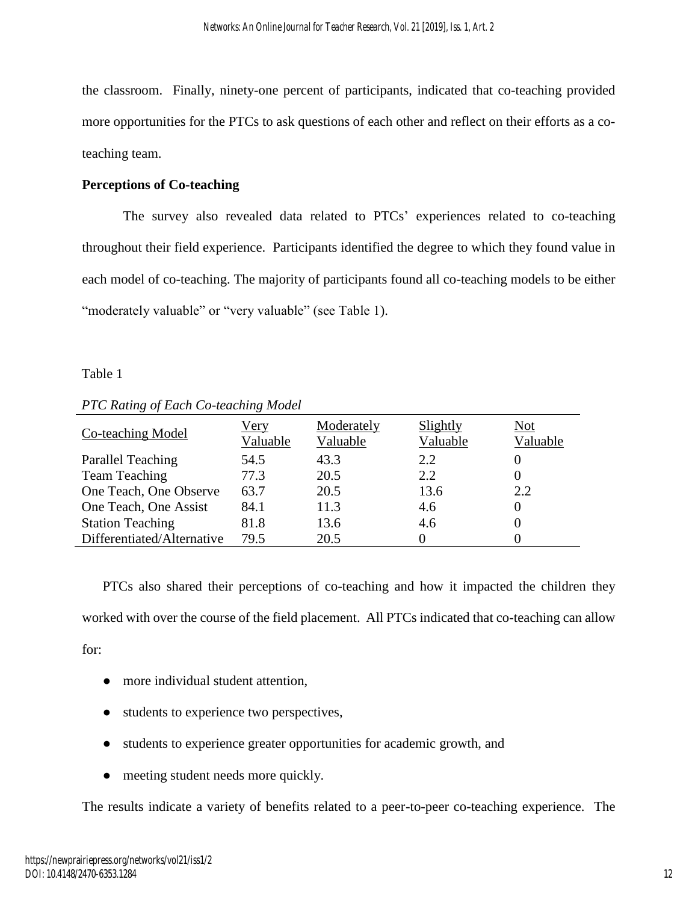the classroom. Finally, ninety-one percent of participants, indicated that co-teaching provided more opportunities for the PTCs to ask questions of each other and reflect on their efforts as a co-teaching team.

**Perceptions of Co-teaching**

The survey also revealed data related to PTCs' experiences related to co-teaching throughout their field experience. Participants identified the degree to which they found value in each model of co-teaching. The majority of participants found all co-teaching models to be either "moderately valuable" or "very valuable" (see Table 1).

Table 1

*PTC Rating of Each Co-teaching Model*

| Co-teaching Model | Very Valuable | Moderately Valuable | Slightly Valuable | Not Valuable |
|---|---|---|---|---|
| Parallel Teaching | 54.5 | 43.3 | 2.2 | 0 |
| Team Teaching | 77.3 | 20.5 | 2.2 | 0 |
| One Teach, One Observe | 63.7 | 20.5 | 13.6 | 2.2 |
| One Teach, One Assist | 84.1 | 11.3 | 4.6 | 0 |
| Station Teaching | 81.8 | 13.6 | 4.6 | 0 |
| Differentiated/Alternative | 79.5 | 20.5 | 0 | 0 |

PTCs also shared their perceptions of co-teaching and how it impacted the children they worked with over the course of the field placement. All PTCs indicated that co-teaching can allow for:

- more individual student attention,
- students to experience two perspectives,
- students to experience greater opportunities for academic growth, and
- meeting student needs more quickly.

The results indicate a variety of benefits related to a peer-to-peer co-teaching experience. The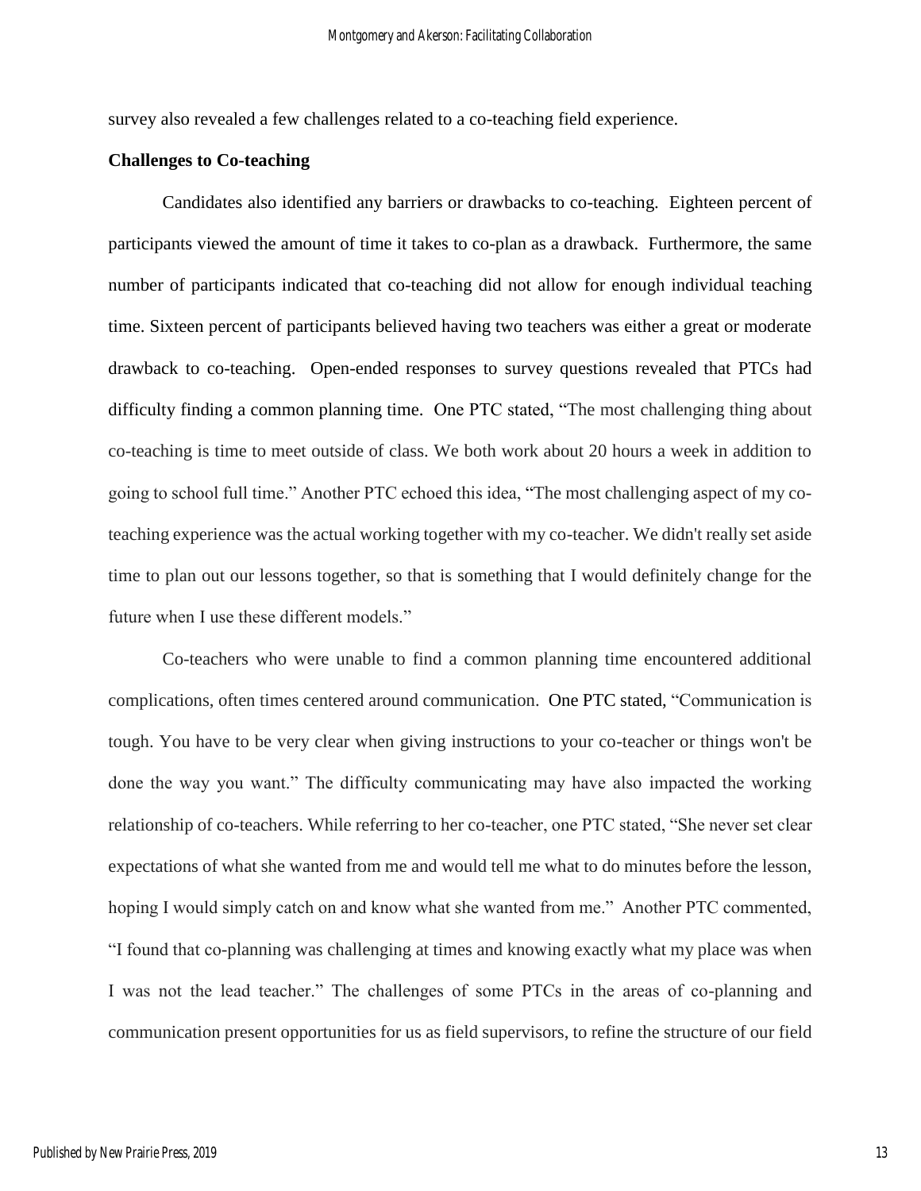survey also revealed a few challenges related to a co-teaching field experience.

### Challenges to Co-teaching

Candidates also identified any barriers or drawbacks to co-teaching. Eighteen percent of participants viewed the amount of time it takes to co-plan as a drawback. Furthermore, the same number of participants indicated that co-teaching did not allow for enough individual teaching time. Sixteen percent of participants believed having two teachers was either a great or moderate drawback to co-teaching. Open-ended responses to survey questions revealed that PTCs had difficulty finding a common planning time. One PTC stated, "The most challenging thing about co-teaching is time to meet outside of class. We both work about 20 hours a week in addition to going to school full time." Another PTC echoed this idea, "The most challenging aspect of my co-teaching experience was the actual working together with my co-teacher. We didn't really set aside time to plan out our lessons together, so that is something that I would definitely change for the future when I use these different models."

Co-teachers who were unable to find a common planning time encountered additional complications, often times centered around communication. One PTC stated, "Communication is tough. You have to be very clear when giving instructions to your co-teacher or things won't be done the way you want." The difficulty communicating may have also impacted the working relationship of co-teachers. While referring to her co-teacher, one PTC stated, "She never set clear expectations of what she wanted from me and would tell me what to do minutes before the lesson, hoping I would simply catch on and know what she wanted from me." Another PTC commented, "I found that co-planning was challenging at times and knowing exactly what my place was when I was not the lead teacher." The challenges of some PTCs in the areas of co-planning and communication present opportunities for us as field supervisors, to refine the structure of our field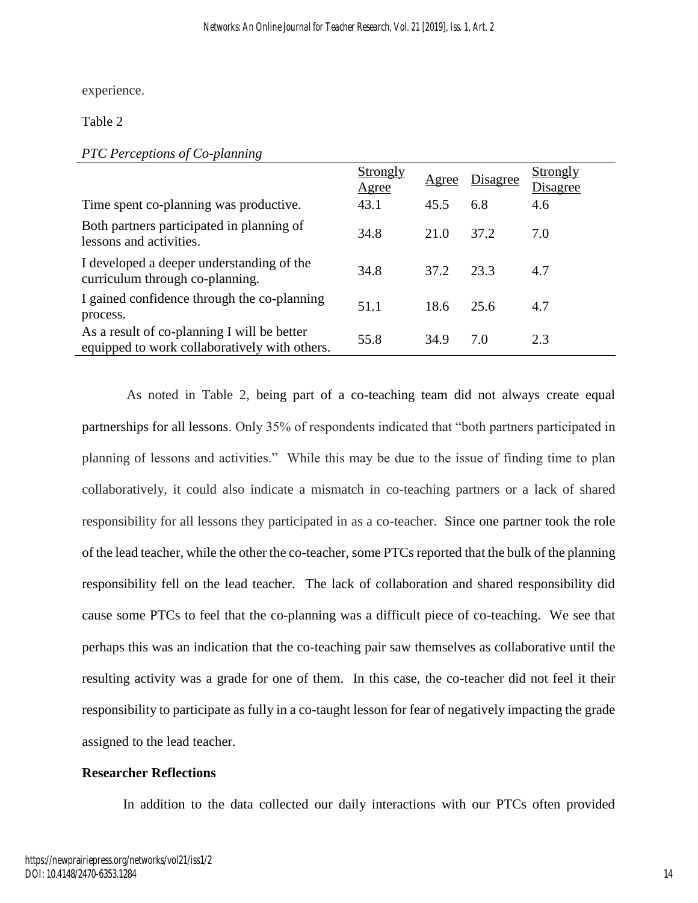experience.

Table 2

*PTC Perceptions of Co-planning*

| | Strongly Agree | Agree | Disagree | Strongly Disagree |
|---|---|---|---|---|
| Time spent co-planning was productive. | 43.1 | 45.5 | 6.8 | 4.6 |
| Both partners participated in planning of lessons and activities. | 34.8 | 21.0 | 37.2 | 7.0 |
| I developed a deeper understanding of the curriculum through co-planning. | 34.8 | 37.2 | 23.3 | 4.7 |
| I gained confidence through the co-planning process. | 51.1 | 18.6 | 25.6 | 4.7 |
| As a result of co-planning I will be better equipped to work collaboratively with others. | 55.8 | 34.9 | 7.0 | 2.3 |

As noted in Table 2, being part of a co-teaching team did not always create equal partnerships for all lessons. Only 35% of respondents indicated that "both partners participated in planning of lessons and activities." While this may be due to the issue of finding time to plan collaboratively, it could also indicate a mismatch in co-teaching partners or a lack of shared responsibility for all lessons they participated in as a co-teacher. Since one partner took the role of the lead teacher, while the other the co-teacher, some PTCs reported that the bulk of the planning responsibility fell on the lead teacher. The lack of collaboration and shared responsibility did cause some PTCs to feel that the co-planning was a difficult piece of co-teaching. We see that perhaps this was an indication that the co-teaching pair saw themselves as collaborative until the resulting activity was a grade for one of them. In this case, the co-teacher did not feel it their responsibility to participate as fully in a co-taught lesson for fear of negatively impacting the grade assigned to the lead teacher.

**Researcher Reflections**

In addition to the data collected our daily interactions with our PTCs often provided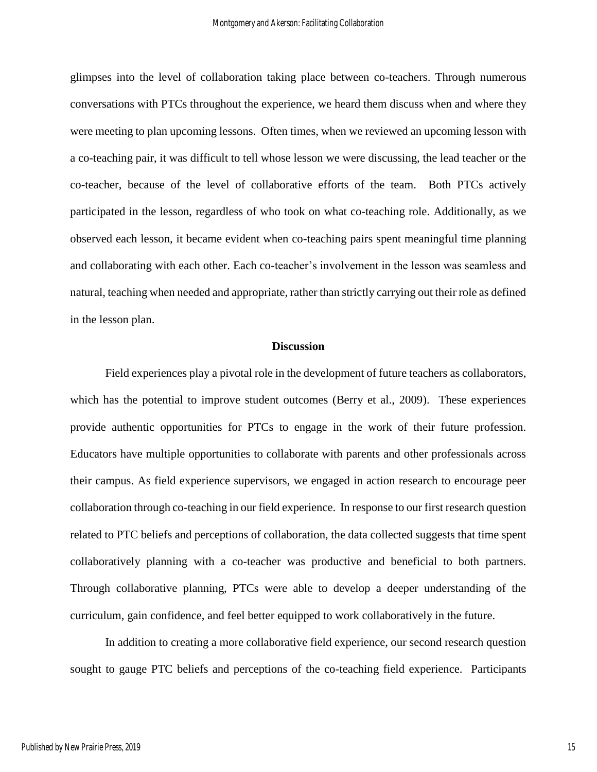glimpses into the level of collaboration taking place between co-teachers. Through numerous conversations with PTCs throughout the experience, we heard them discuss when and where they were meeting to plan upcoming lessons. Often times, when we reviewed an upcoming lesson with a co-teaching pair, it was difficult to tell whose lesson we were discussing, the lead teacher or the co-teacher, because of the level of collaborative efforts of the team. Both PTCs actively participated in the lesson, regardless of who took on what co-teaching role. Additionally, as we observed each lesson, it became evident when co-teaching pairs spent meaningful time planning and collaborating with each other. Each co-teacher's involvement in the lesson was seamless and natural, teaching when needed and appropriate, rather than strictly carrying out their role as defined in the lesson plan.

## Discussion

Field experiences play a pivotal role in the development of future teachers as collaborators, which has the potential to improve student outcomes (Berry et al., 2009). These experiences provide authentic opportunities for PTCs to engage in the work of their future profession. Educators have multiple opportunities to collaborate with parents and other professionals across their campus. As field experience supervisors, we engaged in action research to encourage peer collaboration through co-teaching in our field experience. In response to our first research question related to PTC beliefs and perceptions of collaboration, the data collected suggests that time spent collaboratively planning with a co-teacher was productive and beneficial to both partners. Through collaborative planning, PTCs were able to develop a deeper understanding of the curriculum, gain confidence, and feel better equipped to work collaboratively in the future.

In addition to creating a more collaborative field experience, our second research question sought to gauge PTC beliefs and perceptions of the co-teaching field experience. Participants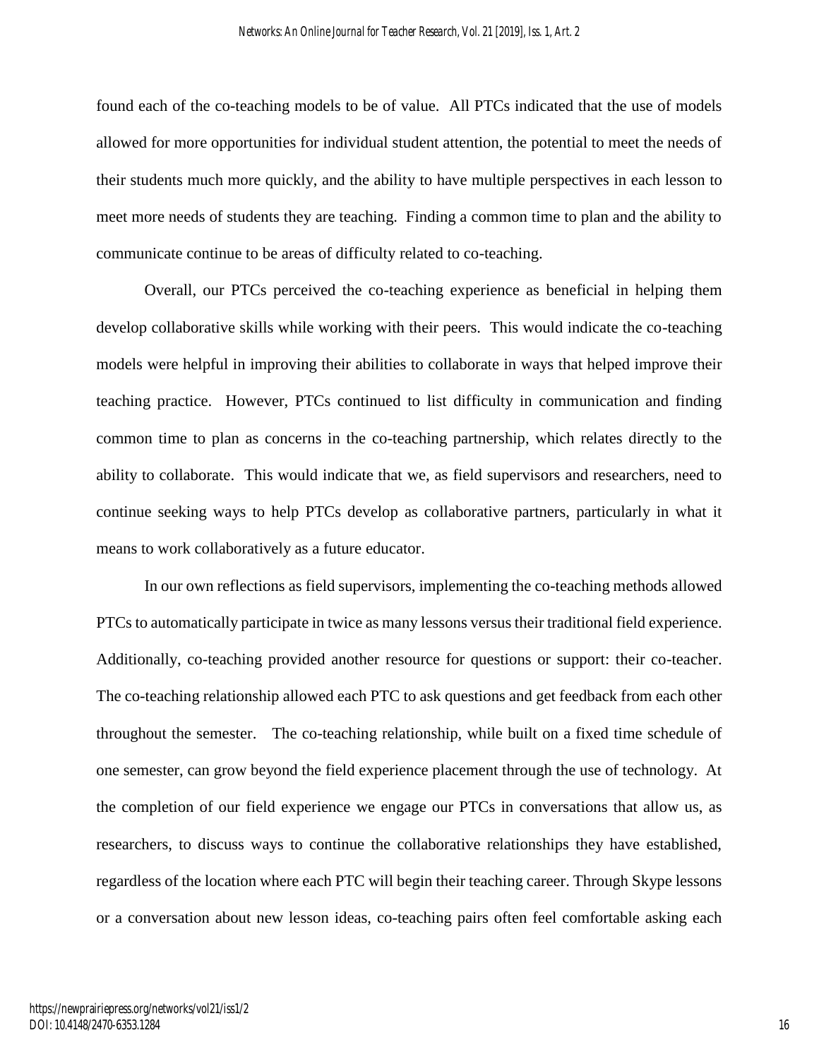found each of the co-teaching models to be of value. All PTCs indicated that the use of models allowed for more opportunities for individual student attention, the potential to meet the needs of their students much more quickly, and the ability to have multiple perspectives in each lesson to meet more needs of students they are teaching. Finding a common time to plan and the ability to communicate continue to be areas of difficulty related to co-teaching.

Overall, our PTCs perceived the co-teaching experience as beneficial in helping them develop collaborative skills while working with their peers. This would indicate the co-teaching models were helpful in improving their abilities to collaborate in ways that helped improve their teaching practice. However, PTCs continued to list difficulty in communication and finding common time to plan as concerns in the co-teaching partnership, which relates directly to the ability to collaborate. This would indicate that we, as field supervisors and researchers, need to continue seeking ways to help PTCs develop as collaborative partners, particularly in what it means to work collaboratively as a future educator.

In our own reflections as field supervisors, implementing the co-teaching methods allowed PTCs to automatically participate in twice as many lessons versus their traditional field experience. Additionally, co-teaching provided another resource for questions or support: their co-teacher. The co-teaching relationship allowed each PTC to ask questions and get feedback from each other throughout the semester. The co-teaching relationship, while built on a fixed time schedule of one semester, can grow beyond the field experience placement through the use of technology. At the completion of our field experience we engage our PTCs in conversations that allow us, as researchers, to discuss ways to continue the collaborative relationships they have established, regardless of the location where each PTC will begin their teaching career. Through Skype lessons or a conversation about new lesson ideas, co-teaching pairs often feel comfortable asking each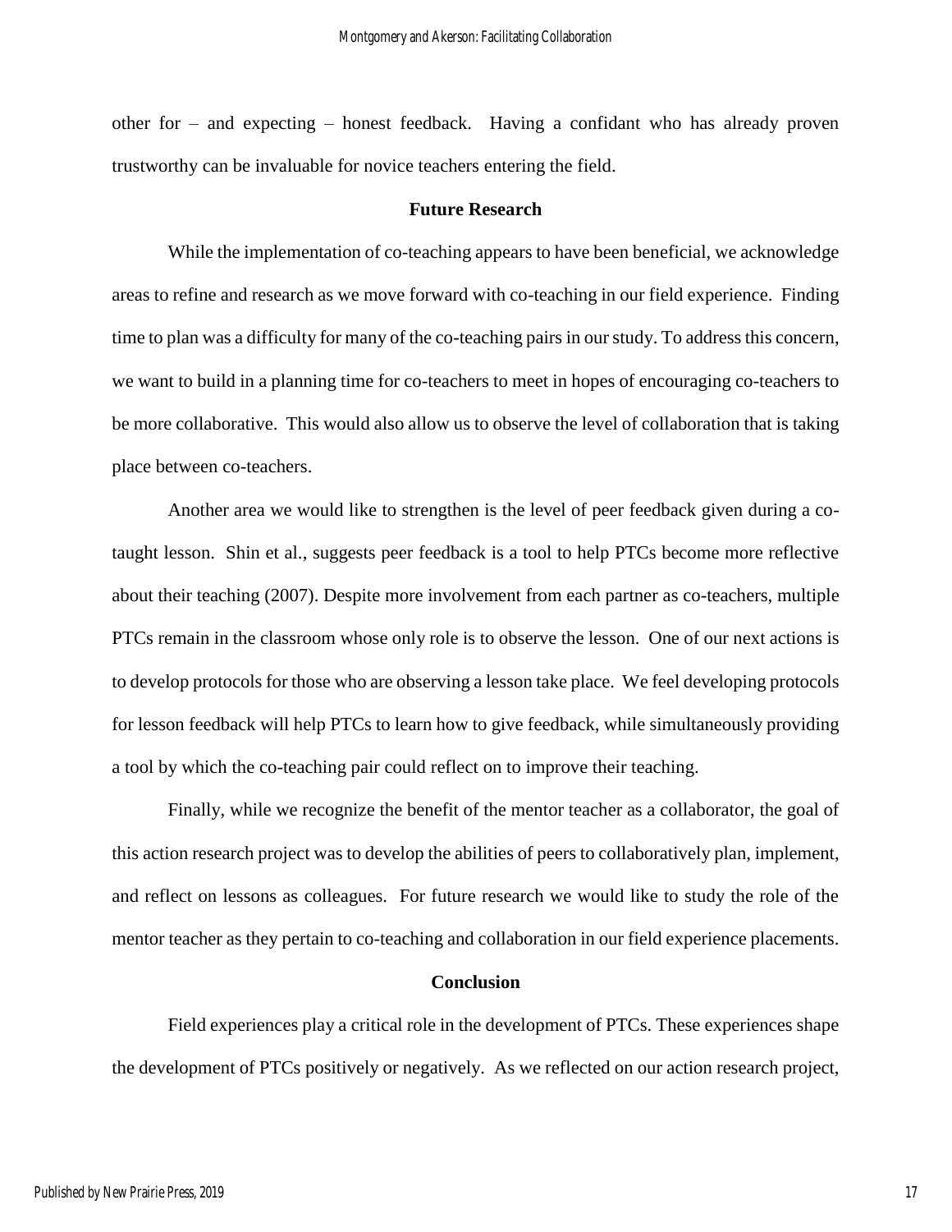other for – and expecting – honest feedback. Having a confidant who has already proven trustworthy can be invaluable for novice teachers entering the field.

## Future Research

While the implementation of co-teaching appears to have been beneficial, we acknowledge areas to refine and research as we move forward with co-teaching in our field experience. Finding time to plan was a difficulty for many of the co-teaching pairs in our study. To address this concern, we want to build in a planning time for co-teachers to meet in hopes of encouraging co-teachers to be more collaborative. This would also allow us to observe the level of collaboration that is taking place between co-teachers.

Another area we would like to strengthen is the level of peer feedback given during a co-taught lesson. Shin et al., suggests peer feedback is a tool to help PTCs become more reflective about their teaching (2007). Despite more involvement from each partner as co-teachers, multiple PTCs remain in the classroom whose only role is to observe the lesson. One of our next actions is to develop protocols for those who are observing a lesson take place. We feel developing protocols for lesson feedback will help PTCs to learn how to give feedback, while simultaneously providing a tool by which the co-teaching pair could reflect on to improve their teaching.

Finally, while we recognize the benefit of the mentor teacher as a collaborator, the goal of this action research project was to develop the abilities of peers to collaboratively plan, implement, and reflect on lessons as colleagues. For future research we would like to study the role of the mentor teacher as they pertain to co-teaching and collaboration in our field experience placements.

## Conclusion

Field experiences play a critical role in the development of PTCs. These experiences shape the development of PTCs positively or negatively. As we reflected on our action research project,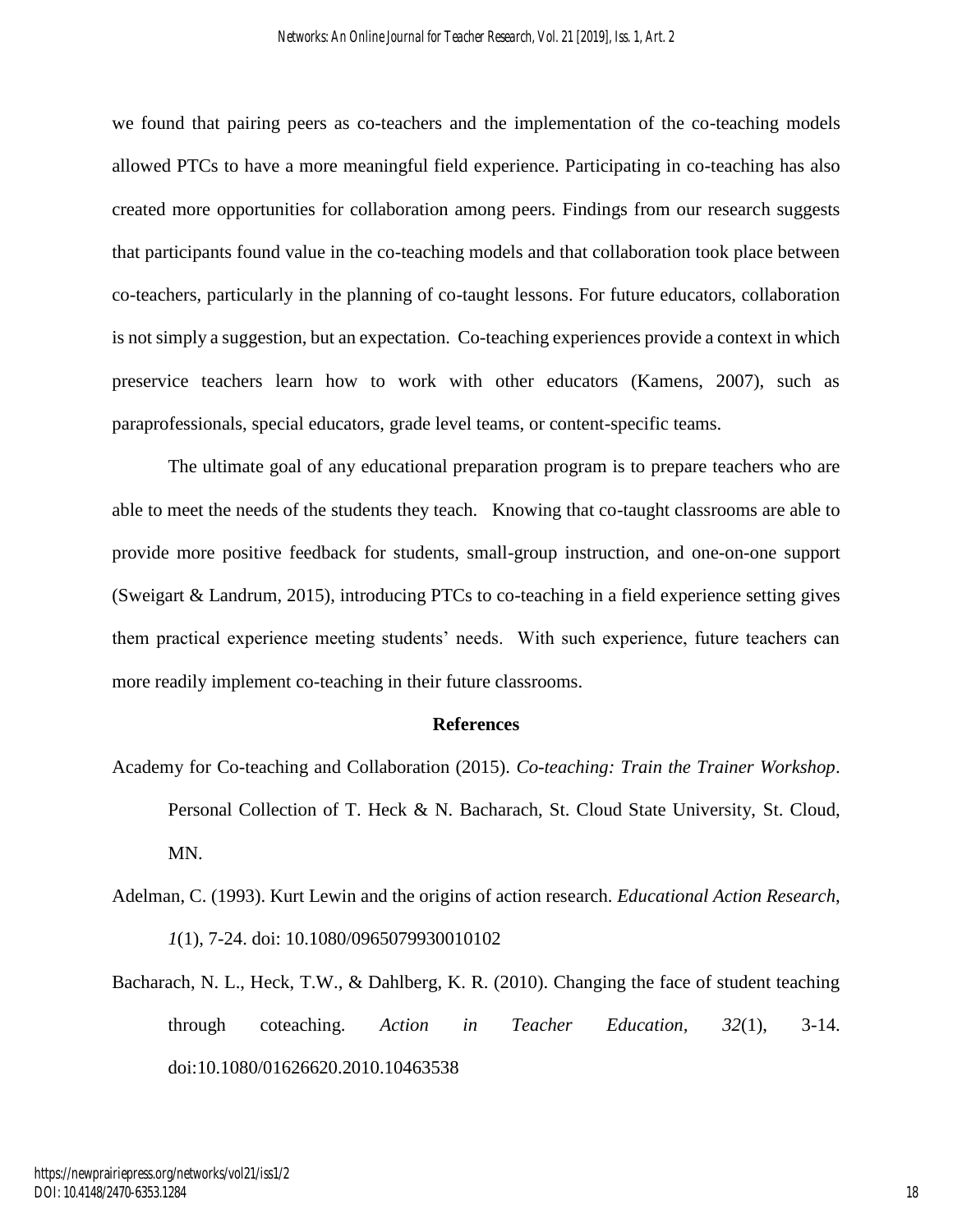we found that pairing peers as co-teachers and the implementation of the co-teaching models allowed PTCs to have a more meaningful field experience. Participating in co-teaching has also created more opportunities for collaboration among peers. Findings from our research suggests that participants found value in the co-teaching models and that collaboration took place between co-teachers, particularly in the planning of co-taught lessons. For future educators, collaboration is not simply a suggestion, but an expectation. Co-teaching experiences provide a context in which preservice teachers learn how to work with other educators (Kamens, 2007), such as paraprofessionals, special educators, grade level teams, or content-specific teams.

The ultimate goal of any educational preparation program is to prepare teachers who are able to meet the needs of the students they teach. Knowing that co-taught classrooms are able to provide more positive feedback for students, small-group instruction, and one-on-one support (Sweigart & Landrum, 2015), introducing PTCs to co-teaching in a field experience setting gives them practical experience meeting students' needs. With such experience, future teachers can more readily implement co-teaching in their future classrooms.

## References

Academy for Co-teaching and Collaboration (2015). *Co-teaching: Train the Trainer Workshop*. Personal Collection of T. Heck & N. Bacharach, St. Cloud State University, St. Cloud, MN.

Adelman, C. (1993). Kurt Lewin and the origins of action research. *Educational Action Research*, *1*(1), 7-24. doi: 10.1080/0965079930010102

Bacharach, N. L., Heck, T.W., & Dahlberg, K. R. (2010). Changing the face of student teaching through coteaching. *Action in Teacher Education*, *32*(1), 3-14. doi:10.1080/01626620.2010.10463538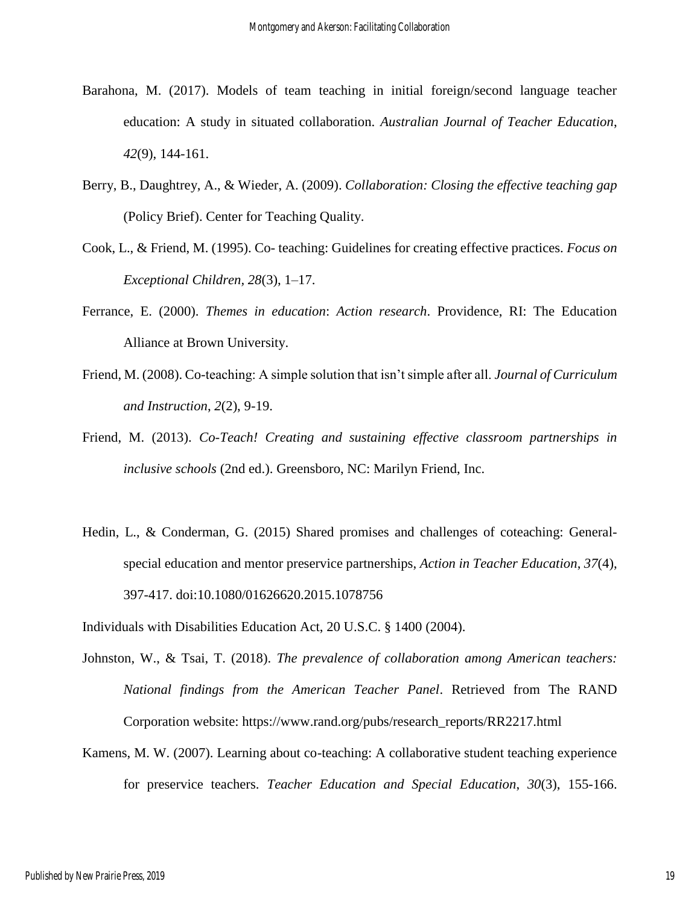Barahona, M. (2017). Models of team teaching in initial foreign/second language teacher education: A study in situated collaboration. *Australian Journal of Teacher Education*, *42*(9), 144-161.

Berry, B., Daughtrey, A., & Wieder, A. (2009). *Collaboration: Closing the effective teaching gap* (Policy Brief). Center for Teaching Quality.

Cook, L., & Friend, M. (1995). Co- teaching: Guidelines for creating effective practices. *Focus on Exceptional Children*, *28*(3), 1–17.

Ferrance, E. (2000). *Themes in education*: *Action research*. Providence, RI: The Education Alliance at Brown University.

Friend, M. (2008). Co-teaching: A simple solution that isn't simple after all. *Journal of Curriculum and Instruction*, *2*(2), 9-19.

Friend, M. (2013). *Co-Teach! Creating and sustaining effective classroom partnerships in inclusive schools* (2nd ed.). Greensboro, NC: Marilyn Friend, Inc.

Hedin, L., & Conderman, G. (2015) Shared promises and challenges of coteaching: General-special education and mentor preservice partnerships, *Action in Teacher Education*, *37*(4), 397-417. doi:10.1080/01626620.2015.1078756

Individuals with Disabilities Education Act, 20 U.S.C. § 1400 (2004).

Johnston, W., & Tsai, T. (2018). *The prevalence of collaboration among American teachers: National findings from the American Teacher Panel*. Retrieved from The RAND Corporation website: https://www.rand.org/pubs/research_reports/RR2217.html

Kamens, M. W. (2007). Learning about co-teaching: A collaborative student teaching experience for preservice teachers. *Teacher Education and Special Education*, *30*(3), 155-166.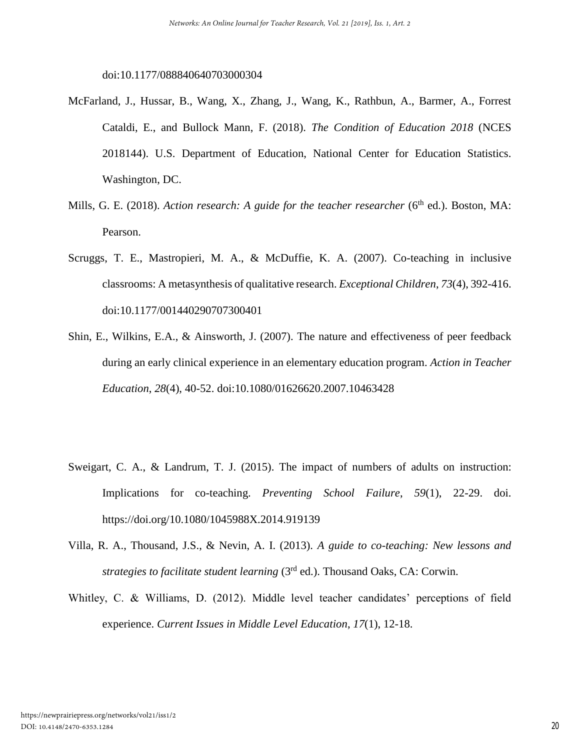doi:10.1177/088840640703000304

McFarland, J., Hussar, B., Wang, X., Zhang, J., Wang, K., Rathbun, A., Barmer, A., Forrest Cataldi, E., and Bullock Mann, F. (2018). *The Condition of Education 2018* (NCES 2018144). U.S. Department of Education, National Center for Education Statistics. Washington, DC.

Mills, G. E. (2018). *Action research: A guide for the teacher researcher* (6th ed.). Boston, MA: Pearson.

Scruggs, T. E., Mastropieri, M. A., & McDuffie, K. A. (2007). Co-teaching in inclusive classrooms: A metasynthesis of qualitative research. *Exceptional Children*, *73*(4), 392-416. doi:10.1177/001440290707300401

Shin, E., Wilkins, E.A., & Ainsworth, J. (2007). The nature and effectiveness of peer feedback during an early clinical experience in an elementary education program. *Action in Teacher Education*, *28*(4), 40-52. doi:10.1080/01626620.2007.10463428

Sweigart, C. A., & Landrum, T. J. (2015). The impact of numbers of adults on instruction: Implications for co-teaching. *Preventing School Failure*, *59*(1), 22-29. doi. https://doi.org/10.1080/1045988X.2014.919139

Villa, R. A., Thousand, J.S., & Nevin, A. I. (2013). *A guide to co-teaching: New lessons and strategies to facilitate student learning* (3rd ed.). Thousand Oaks, CA: Corwin.

Whitley, C. & Williams, D. (2012). Middle level teacher candidates' perceptions of field experience. *Current Issues in Middle Level Education*, *17*(1), 12-18.